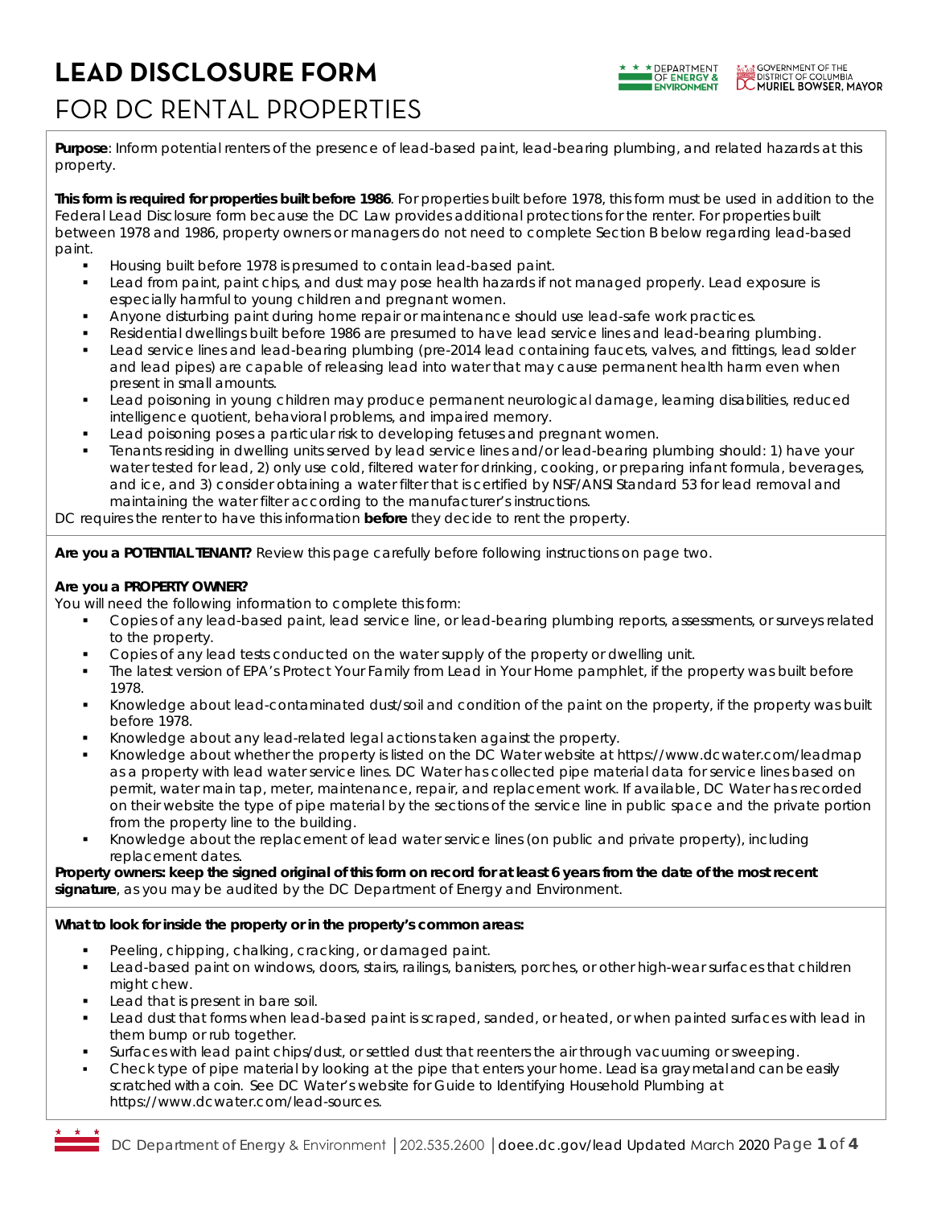# LEAD DISCLOSURE FORM

# FOR DC RENTAL PROPERTIES

**Purpose**: Inform potential renters of the presence of lead-based paint, lead-bearing plumbing, and related hazards at this property.

**This form is required for properties built before 1986**. For properties built before 1978, this form must be used in addition to the Federal Lead Disclosure form because the DC Law provides additional protections for the renter. For properties built between 1978 and 1986, property owners or managers do not need to complete Section B below regarding lead-based paint.

- Housing built before 1978 is presumed to contain lead-based paint.
- Lead from paint, paint chips, and dust may pose health hazards if not managed properly. Lead exposure is especially harmful to young children and pregnant women.
- Anyone disturbing paint during home repair or maintenance should use lead-safe work practices.
- Residential dwellings built before 1986 are presumed to have lead service lines and lead-bearing plumbing.
- Lead service lines and lead-bearing plumbing (pre-2014 lead containing faucets, valves, and fittings, lead solder and lead pipes) are capable of releasing lead into water that may cause permanent health harm even when present in small amounts.
- Lead poisoning in young children may produce permanent neurological damage, learning disabilities, reduced intelligence quotient, behavioral problems, and impaired memory.
- Lead poisoning poses a particular risk to developing fetuses and pregnant women.
- Tenants residing in dwelling units served by lead service lines and/or lead-bearing plumbing should: 1) have your water tested for lead, 2) only use cold, filtered water for drinking, cooking, or preparing infant formula, beverages, and ice, and 3) consider obtaining a water filter that is certified by NSF/ANSI Standard 53 for lead removal and maintaining the water filter according to the manufacturer's instructions.

DC requires the renter to have this information **before** they decide to rent the property.

**Are you a POTENTIAL TENANT?** Review this page carefully before following instructions on page two.

**Are you a PROPERTY OWNER?**

You will need the following information to complete this form:

- Copies of any lead-based paint, lead service line, or lead-bearing plumbing reports, assessments, or surveys related to the property.
- Copies of any lead tests conducted on the water supply of the property or dwelling unit.
- The latest version of EPA's Protect Your Family from Lead in Your Home pamphlet, if the property was built before 1978.
- Knowledge about lead-contaminated dust/soil and condition of the paint on the property, if the property was built before 1978.
- Knowledge about any lead-related legal actions taken against the property.
- Knowledge about whether the property is listed on the DC Water website at https://www.dcwater.com/leadmap as a property with lead water service lines. DC Water has collected pipe material data for service lines based on permit, water main tap, meter, maintenance, repair, and replacement work. If available, DC Water has recorded on their website the type of pipe material by the sections of the service line in public space and the private portion from the property line to the building.
- Knowledge about the replacement of lead water service lines (on public and private property), including replacement dates.

**Property owners: keep the signed original of this form on record for at least 6 years from the date of the most recent signature**, as you may be audited by the DC Department of Energy and Environment.

**What to look for inside the property or in the property's common areas:**

- Peeling, chipping, chalking, cracking, or damaged paint.
- Lead-based paint on windows, doors, stairs, railings, banisters, porches, or other high-wear surfaces that children might chew.
- Lead that is present in bare soil.
- Lead dust that forms when lead-based paint is scraped, sanded, or heated, or when painted surfaces with lead in them bump or rub together.
- Surfaces with lead paint chips/dust, or settled dust that reenters the air through vacuuming or sweeping.
- Check type of pipe material by looking at the pipe that enters your home. Lead is a gray metal and can be easily scratched with a coin. See DC Water's website for Guide to Identifying Household Plumbing at https://www.dcwater.com/lead-sources.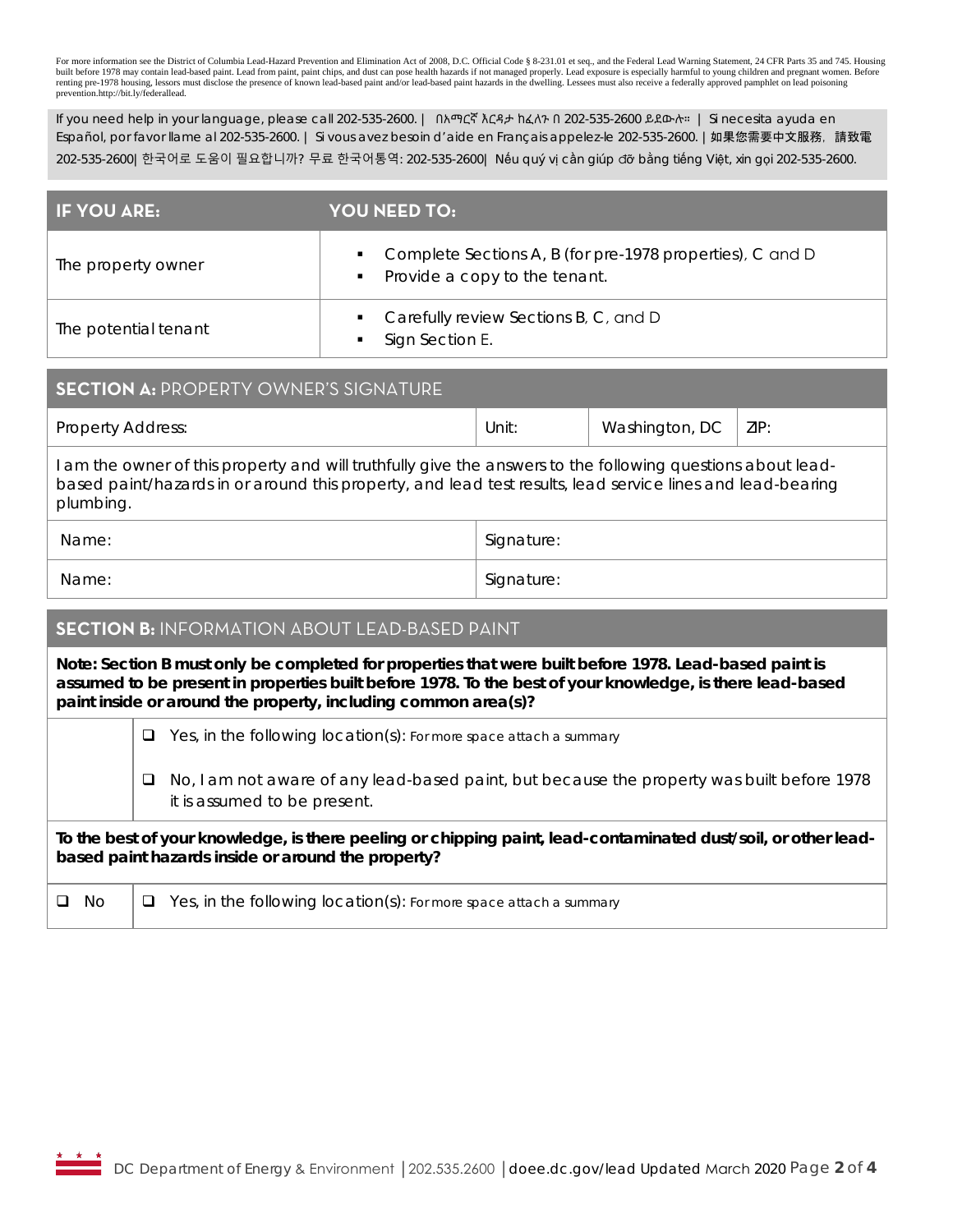For more information see the District of Columbia Lead-Hazard Prevention and Elimination Act of 2008, D.C. Official Code § 8-231.01 et seq., and the Federal Lead Warning Statement, 24 CFR Parts 35 and 745. Housing built before 1978 may contain lead-based paint. Lead from paint, paint chips, and dust can pose health hazards if not managed properly. Lead exposure is especially harmful to young children and pregnant women. Before renting pre-1978 housing, lessors must disclose the presence of known lead-based paint and/or lead-based paint hazards in the dwelling. Lessees must also receive a federally approved pamphlet on lead poisoning prevention.http://bit.ly/federallead.

If you need help in your language, please call 202-535-2600. | በአማርኛ እርዳታ ከፈለጉ በ 202-535-2600 ይደውሉ። | Si necesita ayuda en Español, por favor llame al 202-535-2600. | Si vous avez besoin d'aide en Français appelez-le 202-535-2600. | 如果您需要中文服務，請致電 202-535-2600| 한국어로 도움이 필요합니까? 무료 한국어통역: 202-535-2600| Nếu quý vị cần giúp đỡ bằng tiếng Việt, xin gọi 202-535-2600.

| IF YOU ARE: | YOU NEED TO: |
|---|---|
| The property owner | ▪ Complete Sections A, B (for pre-1978 properties), C and D<br>▪ Provide a copy to the tenant. |
| The potential tenant | ▪ Carefully review Sections B, C, and D<br>▪ Sign Section E. |

## SECTION A: PROPERTY OWNER'S SIGNATURE

| Property Address: | Unit: | Washington, DC | ZIP: |
|---|---|---|---|

I am the owner of this property and will truthfully give the answers to the following questions about lead-based paint/hazards in or around this property, and lead test results, lead service lines and lead-bearing plumbing.

| Name: | Signature: |
|---|---|
| Name: | Signature: |

## SECTION B: INFORMATION ABOUT LEAD-BASED PAINT

**Note: Section B must only be completed for properties that were built before 1978. Lead-based paint is assumed to be present in properties built before 1978. To the best of your knowledge, is there lead-based paint inside or around the property, including common area(s)?**

- ❑ Yes, in the following location(s): For more space attach a summary
- ❑ No, I am not aware of any lead-based paint, but because the property was built before 1978 it is assumed to be present.

**To the best of your knowledge, is there peeling or chipping paint, lead-contaminated dust/soil, or other lead-based paint hazards inside or around the property?**

- ❑ No
- ❑ Yes, in the following location(s): For more space attach a summary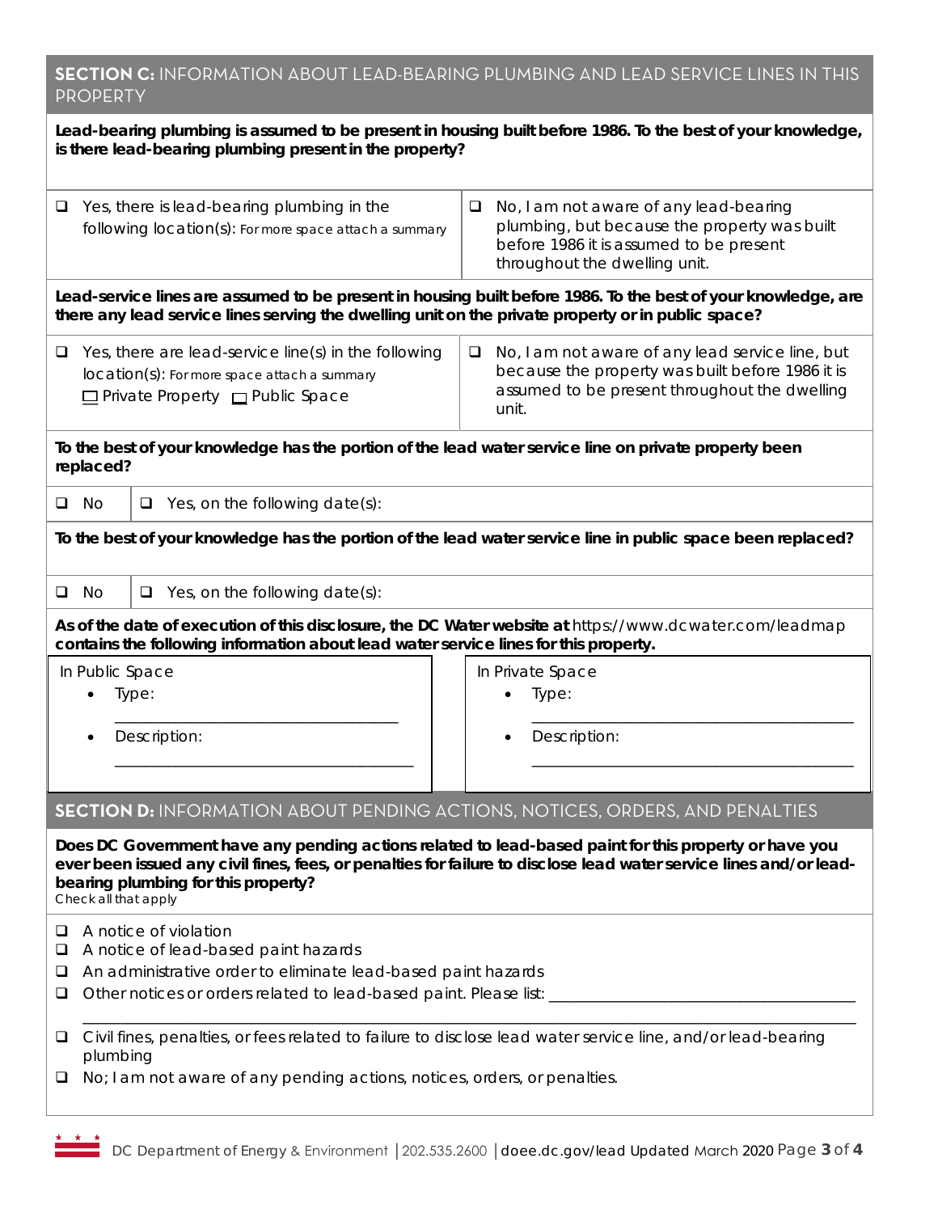## SECTION C: INFORMATION ABOUT LEAD-BEARING PLUMBING AND LEAD SERVICE LINES IN THIS PROPERTY

**Lead-bearing plumbing is assumed to be present in housing built before 1986. To the best of your knowledge, is there lead-bearing plumbing present in the property?**

- ❑ Yes, there is lead-bearing plumbing in the following location(s): For more space attach a summary
- ❑ No, I am not aware of any lead-bearing plumbing, but because the property was built before 1986 it is assumed to be present throughout the dwelling unit.

**Lead-service lines are assumed to be present in housing built before 1986. To the best of your knowledge, are there any lead service lines serving the dwelling unit on the private property or in public space?**

- ❑ Yes, there are lead-service line(s) in the following location(s): For more space attach a summary
  ☐ Private Property ☐ Public Space
- ❑ No, I am not aware of any lead service line, but because the property was built before 1986 it is assumed to be present throughout the dwelling unit.

**To the best of your knowledge has the portion of the lead water service line on private property been replaced?**

- ❑ No
- ❑ Yes, on the following date(s):

**To the best of your knowledge has the portion of the lead water service line in public space been replaced?**

- ❑ No
- ❑ Yes, on the following date(s):

**As of the date of execution of this disclosure, the DC Water website at** https://www.dcwater.com/leadmap **contains the following information about lead water service lines for this property.**

| In Public Space | In Private Space |
|---|---|
| • Type: ______________________ | • Type: ______________________ |
| • Description: ______________________ | • Description: ______________________ |

## SECTION D: INFORMATION ABOUT PENDING ACTIONS, NOTICES, ORDERS, AND PENALTIES

**Does DC Government have any pending actions related to lead-based paint for this property or have you ever been issued any civil fines, fees, or penalties for failure to disclose lead water service lines and/or lead-bearing plumbing for this property?**
Check all that apply

- ❑ A notice of violation
- ❑ A notice of lead-based paint hazards
- ❑ An administrative order to eliminate lead-based paint hazards
- ❑ Other notices or orders related to lead-based paint. Please list: ______________________________________________
- ❑ Civil fines, penalties, or fees related to failure to disclose lead water service line, and/or lead-bearing plumbing
- ❑ No; I am not aware of any pending actions, notices, orders, or penalties.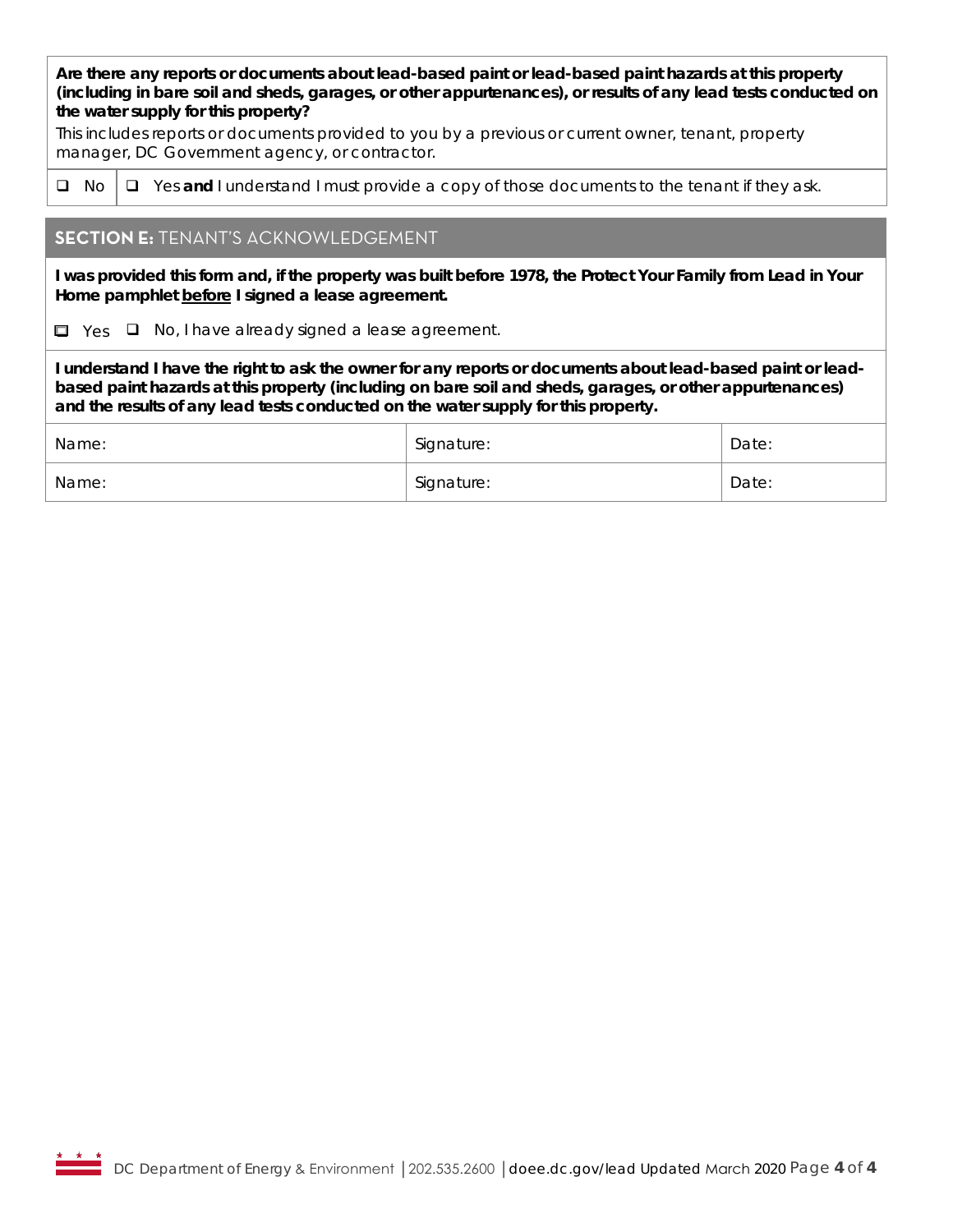**Are there any reports or documents about lead-based paint or lead-based paint hazards at this property (including in bare soil and sheds, garages, or other appurtenances), or results of any lead tests conducted on the water supply for this property?**

This includes reports or documents provided to you by a previous or current owner, tenant, property manager, DC Government agency, or contractor.

| | |
|---|---|
| ☐ No | ☐ Yes **and** I understand I must provide a copy of those documents to the tenant if they ask. |

## SECTION E: TENANT'S ACKNOWLEDGEMENT

**I was provided this form and, if the property was built before 1978, the Protect Your Family from Lead in Your Home pamphlet <u>before</u> I signed a lease agreement.**

☐ Yes ☐ No, I have already signed a lease agreement.

**I understand I have the right to ask the owner for any reports or documents about lead-based paint or lead-based paint hazards at this property (including on bare soil and sheds, garages, or other appurtenances) and the results of any lead tests conducted on the water supply for this property.**

| | | |
|---|---|---|
| Name: | Signature: | Date: |
| Name: | Signature: | Date: |